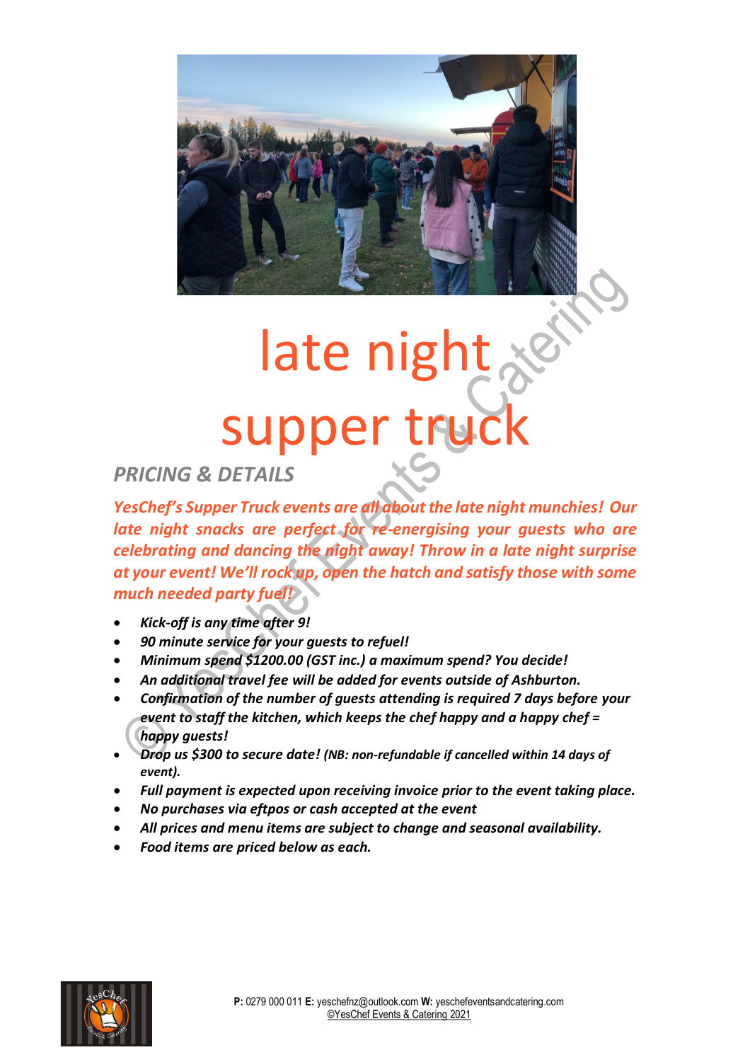# late night supper truck

## *PRICING & DETAILS*

***YesChef's Supper Truck events are all about the late night munchies! Our late night snacks are perfect for re-energising your guests who are celebrating and dancing the night away! Throw in a late night surprise at your event! We'll rock up, open the hatch and satisfy those with some much needed party fuel!***

- ***Kick-off is any time after 9!***
- ***90 minute service for your guests to refuel!***
- ***Minimum spend $1200.00 (GST inc.) a maximum spend? You decide!***
- ***An additional travel fee will be added for events outside of Ashburton.***
- ***Confirmation of the number of guests attending is required 7 days before your event to staff the kitchen, which keeps the chef happy and a happy chef = happy guests!***
- ***Drop us $300 to secure date! (NB: non-refundable if cancelled within 14 days of event).***
- ***Full payment is expected upon receiving invoice prior to the event taking place.***
- ***No purchases via eftpos or cash accepted at the event***
- ***All prices and menu items are subject to change and seasonal availability.***
- ***Food items are priced below as each.***

**P:** 0279 000 011 **E:** yeschefnz@outlook.com **W:** yeschefeventsandcatering.com
©YesChef Events & Catering 2021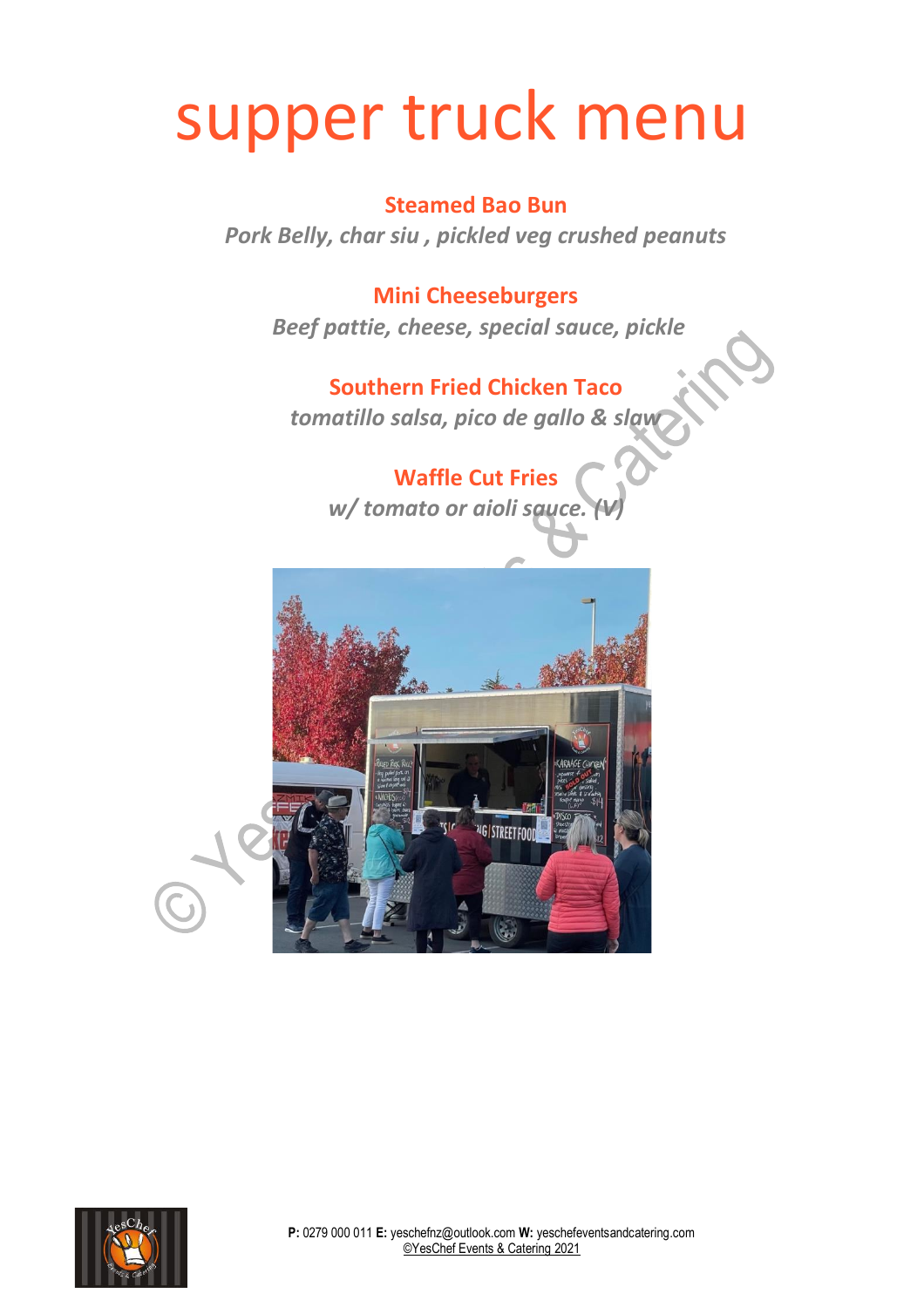# supper truck menu

**Steamed Bao Bun**
*Pork Belly, char siu , pickled veg crushed peanuts*

**Mini Cheeseburgers**
*Beef pattie, cheese, special sauce, pickle*

**Southern Fried Chicken Taco**
*tomatillo salsa, pico de gallo & slaw*

**Waffle Cut Fries**
*w/ tomato or aioli sauce. (V)*

**P:** 0279 000 011 **E:** yeschefnz@outlook.com **W:** yeschefeventsandcatering.com
©YesChef Events & Catering 2021